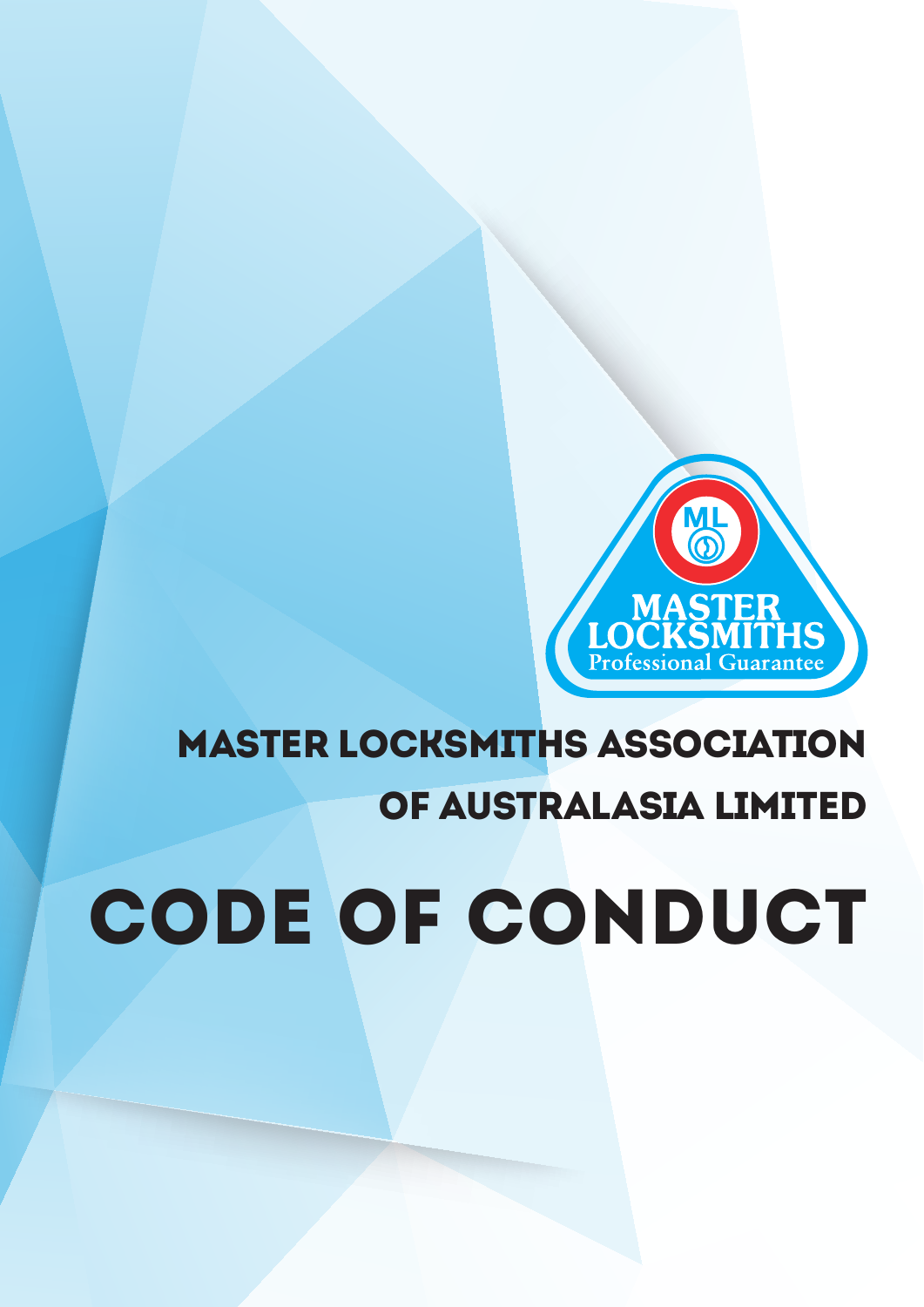# MASTER LOCKSMITHS ASSOCIATION OF AUSTRALASIA LIMITED

# CODE OF CONDUCT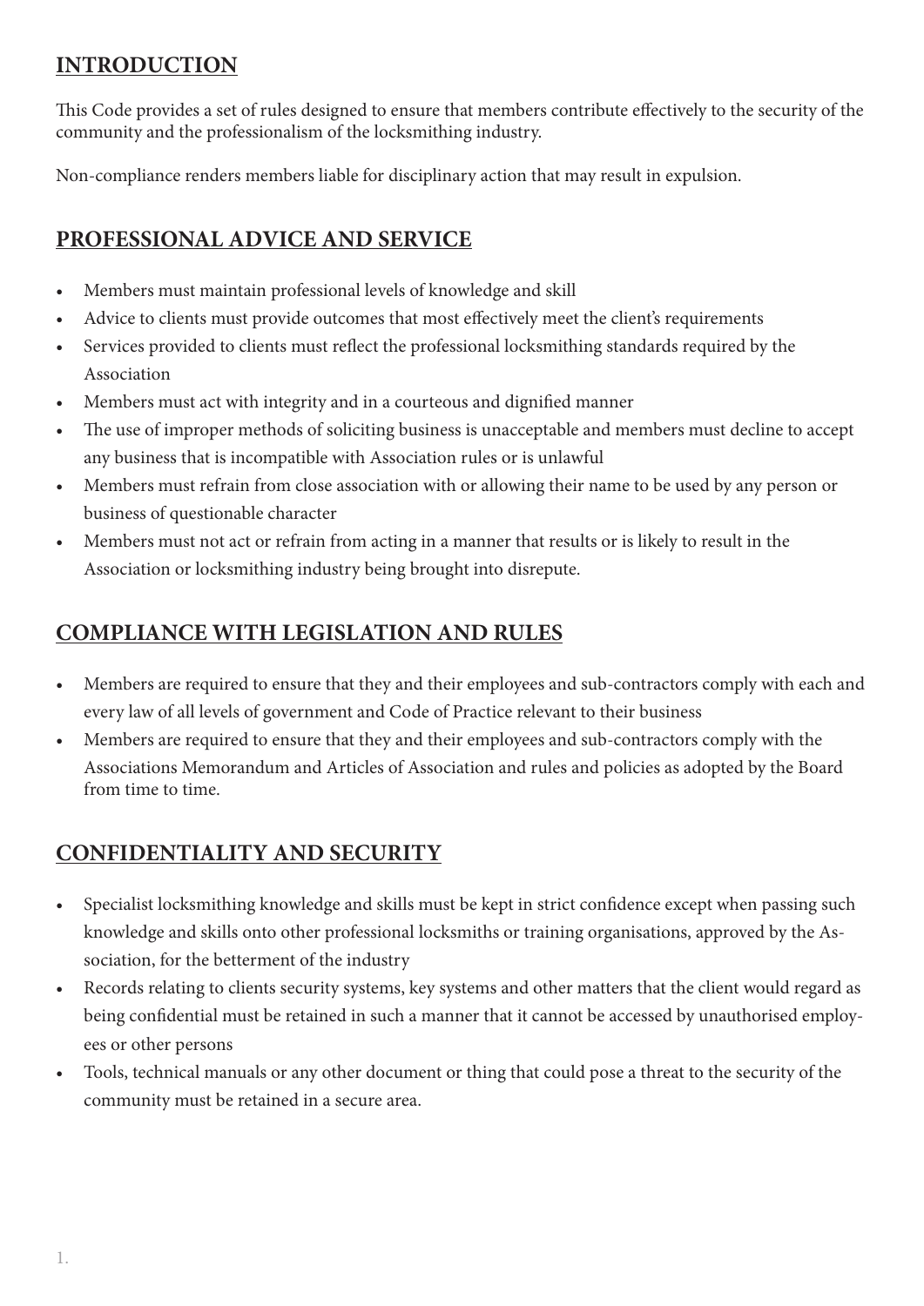## INTRODUCTION

This Code provides a set of rules designed to ensure that members contribute effectively to the security of the community and the professionalism of the locksmithing industry.

Non-compliance renders members liable for disciplinary action that may result in expulsion.

## PROFESSIONAL ADVICE AND SERVICE

- Members must maintain professional levels of knowledge and skill
- Advice to clients must provide outcomes that most effectively meet the client's requirements
- Services provided to clients must reflect the professional locksmithing standards required by the Association
- Members must act with integrity and in a courteous and dignified manner
- The use of improper methods of soliciting business is unacceptable and members must decline to accept any business that is incompatible with Association rules or is unlawful
- Members must refrain from close association with or allowing their name to be used by any person or business of questionable character
- Members must not act or refrain from acting in a manner that results or is likely to result in the Association or locksmithing industry being brought into disrepute.

## COMPLIANCE WITH LEGISLATION AND RULES

- Members are required to ensure that they and their employees and sub-contractors comply with each and every law of all levels of government and Code of Practice relevant to their business
- Members are required to ensure that they and their employees and sub-contractors comply with the Associations Memorandum and Articles of Association and rules and policies as adopted by the Board from time to time.

## CONFIDENTIALITY AND SECURITY

- Specialist locksmithing knowledge and skills must be kept in strict confidence except when passing such knowledge and skills onto other professional locksmiths or training organisations, approved by the Association, for the betterment of the industry
- Records relating to clients security systems, key systems and other matters that the client would regard as being confidential must be retained in such a manner that it cannot be accessed by unauthorised employees or other persons
- Tools, technical manuals or any other document or thing that could pose a threat to the security of the community must be retained in a secure area.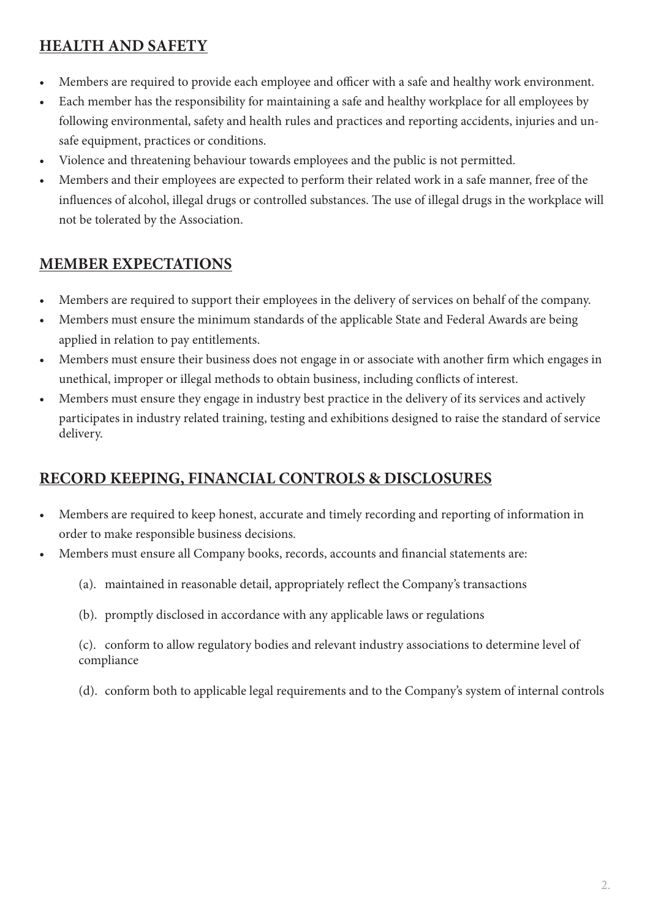## HEALTH AND SAFETY

- Members are required to provide each employee and officer with a safe and healthy work environment.
- Each member has the responsibility for maintaining a safe and healthy workplace for all employees by following environmental, safety and health rules and practices and reporting accidents, injuries and unsafe equipment, practices or conditions.
- Violence and threatening behaviour towards employees and the public is not permitted.
- Members and their employees are expected to perform their related work in a safe manner, free of the influences of alcohol, illegal drugs or controlled substances. The use of illegal drugs in the workplace will not be tolerated by the Association.

## MEMBER EXPECTATIONS

- Members are required to support their employees in the delivery of services on behalf of the company.
- Members must ensure the minimum standards of the applicable State and Federal Awards are being applied in relation to pay entitlements.
- Members must ensure their business does not engage in or associate with another firm which engages in unethical, improper or illegal methods to obtain business, including conflicts of interest.
- Members must ensure they engage in industry best practice in the delivery of its services and actively participates in industry related training, testing and exhibitions designed to raise the standard of service delivery.

## RECORD KEEPING, FINANCIAL CONTROLS & DISCLOSURES

- Members are required to keep honest, accurate and timely recording and reporting of information in order to make responsible business decisions.
- Members must ensure all Company books, records, accounts and financial statements are:

  (a). maintained in reasonable detail, appropriately reflect the Company's transactions

  (b). promptly disclosed in accordance with any applicable laws or regulations

  (c). conform to allow regulatory bodies and relevant industry associations to determine level of compliance

  (d). conform both to applicable legal requirements and to the Company's system of internal controls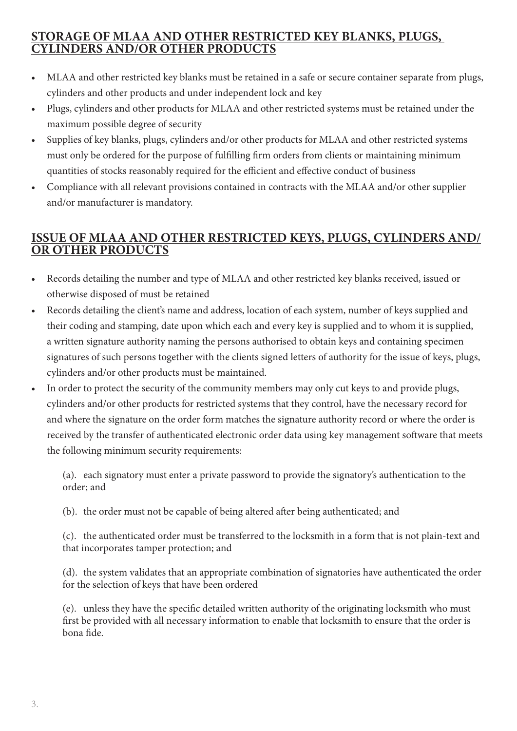## STORAGE OF MLAA AND OTHER RESTRICTED KEY BLANKS, PLUGS, CYLINDERS AND/OR OTHER PRODUCTS

- MLAA and other restricted key blanks must be retained in a safe or secure container separate from plugs, cylinders and other products and under independent lock and key
- Plugs, cylinders and other products for MLAA and other restricted systems must be retained under the maximum possible degree of security
- Supplies of key blanks, plugs, cylinders and/or other products for MLAA and other restricted systems must only be ordered for the purpose of fulfilling firm orders from clients or maintaining minimum quantities of stocks reasonably required for the efficient and effective conduct of business
- Compliance with all relevant provisions contained in contracts with the MLAA and/or other supplier and/or manufacturer is mandatory.

## ISSUE OF MLAA AND OTHER RESTRICTED KEYS, PLUGS, CYLINDERS AND/OR OTHER PRODUCTS

- Records detailing the number and type of MLAA and other restricted key blanks received, issued or otherwise disposed of must be retained
- Records detailing the client's name and address, location of each system, number of keys supplied and their coding and stamping, date upon which each and every key is supplied and to whom it is supplied, a written signature authority naming the persons authorised to obtain keys and containing specimen signatures of such persons together with the clients signed letters of authority for the issue of keys, plugs, cylinders and/or other products must be maintained.
- In order to protect the security of the community members may only cut keys to and provide plugs, cylinders and/or other products for restricted systems that they control, have the necessary record for and where the signature on the order form matches the signature authority record or where the order is received by the transfer of authenticated electronic order data using key management software that meets the following minimum security requirements:

  (a). each signatory must enter a private password to provide the signatory's authentication to the order; and

  (b). the order must not be capable of being altered after being authenticated; and

  (c). the authenticated order must be transferred to the locksmith in a form that is not plain-text and that incorporates tamper protection; and

  (d). the system validates that an appropriate combination of signatories have authenticated the order for the selection of keys that have been ordered

  (e). unless they have the specific detailed written authority of the originating locksmith who must first be provided with all necessary information to enable that locksmith to ensure that the order is bona fide.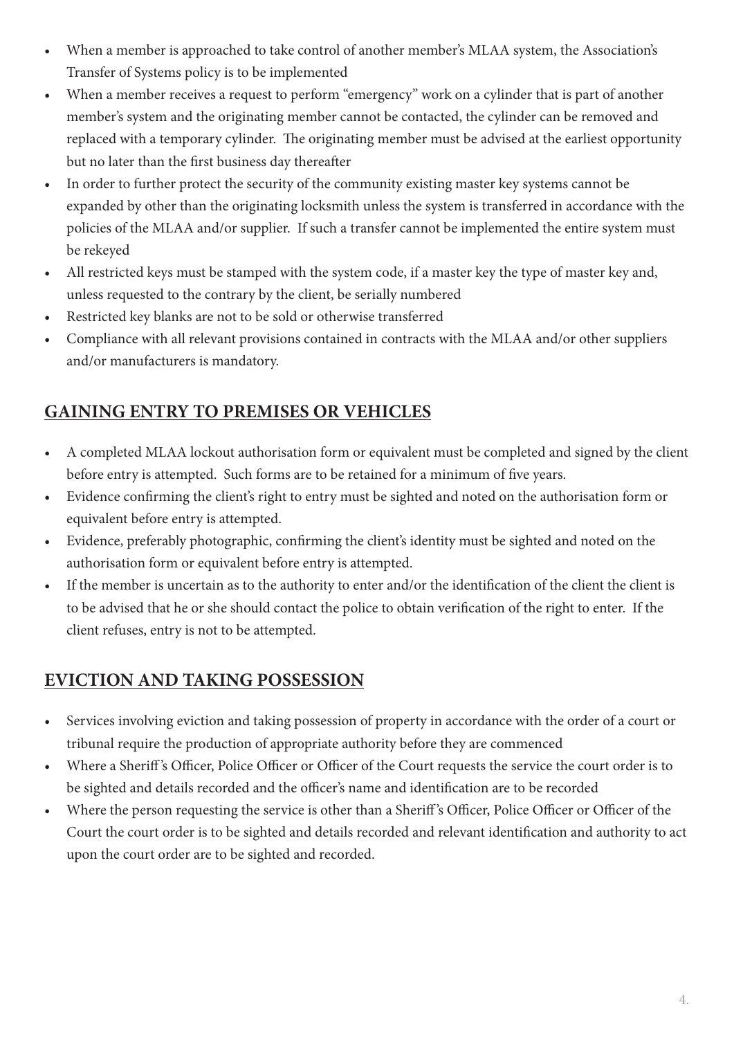- When a member is approached to take control of another member's MLAA system, the Association's Transfer of Systems policy is to be implemented
- When a member receives a request to perform "emergency" work on a cylinder that is part of another member's system and the originating member cannot be contacted, the cylinder can be removed and replaced with a temporary cylinder. The originating member must be advised at the earliest opportunity but no later than the first business day thereafter
- In order to further protect the security of the community existing master key systems cannot be expanded by other than the originating locksmith unless the system is transferred in accordance with the policies of the MLAA and/or supplier. If such a transfer cannot be implemented the entire system must be rekeyed
- All restricted keys must be stamped with the system code, if a master key the type of master key and, unless requested to the contrary by the client, be serially numbered
- Restricted key blanks are not to be sold or otherwise transferred
- Compliance with all relevant provisions contained in contracts with the MLAA and/or other suppliers and/or manufacturers is mandatory.

## GAINING ENTRY TO PREMISES OR VEHICLES

- A completed MLAA lockout authorisation form or equivalent must be completed and signed by the client before entry is attempted. Such forms are to be retained for a minimum of five years.
- Evidence confirming the client's right to entry must be sighted and noted on the authorisation form or equivalent before entry is attempted.
- Evidence, preferably photographic, confirming the client's identity must be sighted and noted on the authorisation form or equivalent before entry is attempted.
- If the member is uncertain as to the authority to enter and/or the identification of the client the client is to be advised that he or she should contact the police to obtain verification of the right to enter. If the client refuses, entry is not to be attempted.

## EVICTION AND TAKING POSSESSION

- Services involving eviction and taking possession of property in accordance with the order of a court or tribunal require the production of appropriate authority before they are commenced
- Where a Sheriff's Officer, Police Officer or Officer of the Court requests the service the court order is to be sighted and details recorded and the officer's name and identification are to be recorded
- Where the person requesting the service is other than a Sheriff's Officer, Police Officer or Officer of the Court the court order is to be sighted and details recorded and relevant identification and authority to act upon the court order are to be sighted and recorded.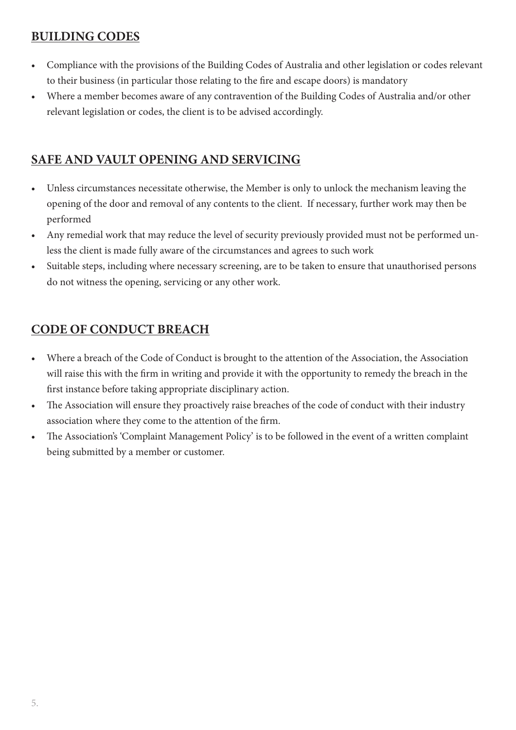## BUILDING CODES

- Compliance with the provisions of the Building Codes of Australia and other legislation or codes relevant to their business (in particular those relating to the fire and escape doors) is mandatory
- Where a member becomes aware of any contravention of the Building Codes of Australia and/or other relevant legislation or codes, the client is to be advised accordingly.

## SAFE AND VAULT OPENING AND SERVICING

- Unless circumstances necessitate otherwise, the Member is only to unlock the mechanism leaving the opening of the door and removal of any contents to the client. If necessary, further work may then be performed
- Any remedial work that may reduce the level of security previously provided must not be performed unless the client is made fully aware of the circumstances and agrees to such work
- Suitable steps, including where necessary screening, are to be taken to ensure that unauthorised persons do not witness the opening, servicing or any other work.

## CODE OF CONDUCT BREACH

- Where a breach of the Code of Conduct is brought to the attention of the Association, the Association will raise this with the firm in writing and provide it with the opportunity to remedy the breach in the first instance before taking appropriate disciplinary action.
- The Association will ensure they proactively raise breaches of the code of conduct with their industry association where they come to the attention of the firm.
- The Association's 'Complaint Management Policy' is to be followed in the event of a written complaint being submitted by a member or customer.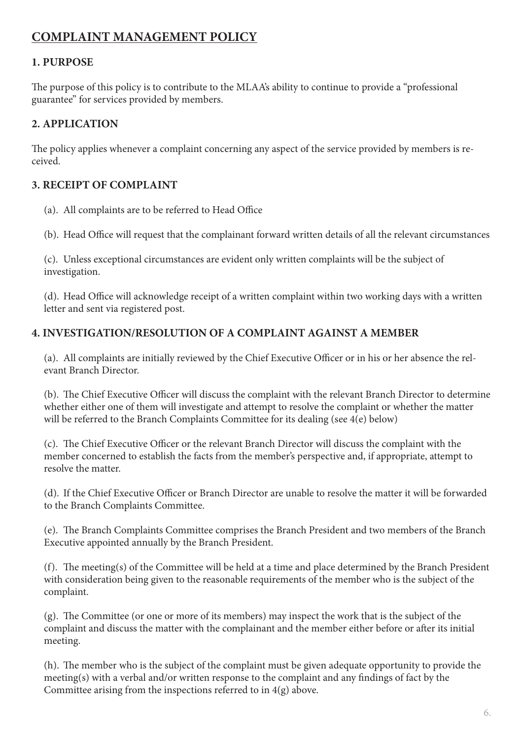# COMPLAINT MANAGEMENT POLICY

## 1. PURPOSE

The purpose of this policy is to contribute to the MLAA's ability to continue to provide a "professional guarantee" for services provided by members.

## 2. APPLICATION

The policy applies whenever a complaint concerning any aspect of the service provided by members is received.

## 3. RECEIPT OF COMPLAINT

(a). All complaints are to be referred to Head Office

(b). Head Office will request that the complainant forward written details of all the relevant circumstances

(c). Unless exceptional circumstances are evident only written complaints will be the subject of investigation.

(d). Head Office will acknowledge receipt of a written complaint within two working days with a written letter and sent via registered post.

## 4. INVESTIGATION/RESOLUTION OF A COMPLAINT AGAINST A MEMBER

(a). All complaints are initially reviewed by the Chief Executive Officer or in his or her absence the relevant Branch Director.

(b). The Chief Executive Officer will discuss the complaint with the relevant Branch Director to determine whether either one of them will investigate and attempt to resolve the complaint or whether the matter will be referred to the Branch Complaints Committee for its dealing (see 4(e) below)

(c). The Chief Executive Officer or the relevant Branch Director will discuss the complaint with the member concerned to establish the facts from the member's perspective and, if appropriate, attempt to resolve the matter.

(d). If the Chief Executive Officer or Branch Director are unable to resolve the matter it will be forwarded to the Branch Complaints Committee.

(e). The Branch Complaints Committee comprises the Branch President and two members of the Branch Executive appointed annually by the Branch President.

(f). The meeting(s) of the Committee will be held at a time and place determined by the Branch President with consideration being given to the reasonable requirements of the member who is the subject of the complaint.

(g). The Committee (or one or more of its members) may inspect the work that is the subject of the complaint and discuss the matter with the complainant and the member either before or after its initial meeting.

(h). The member who is the subject of the complaint must be given adequate opportunity to provide the meeting(s) with a verbal and/or written response to the complaint and any findings of fact by the Committee arising from the inspections referred to in 4(g) above.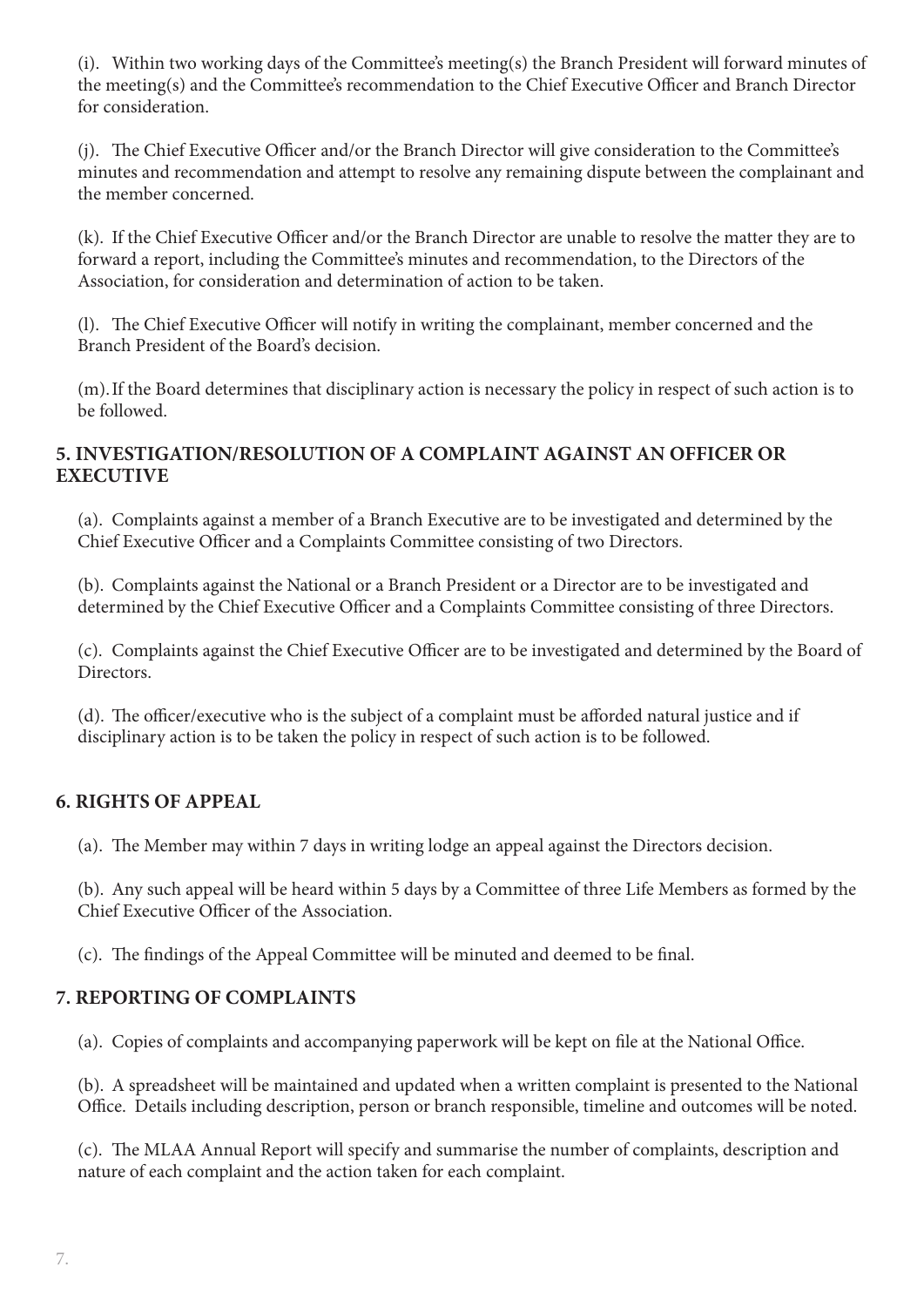(i). Within two working days of the Committee's meeting(s) the Branch President will forward minutes of the meeting(s) and the Committee's recommendation to the Chief Executive Officer and Branch Director for consideration.

(j). The Chief Executive Officer and/or the Branch Director will give consideration to the Committee's minutes and recommendation and attempt to resolve any remaining dispute between the complainant and the member concerned.

(k). If the Chief Executive Officer and/or the Branch Director are unable to resolve the matter they are to forward a report, including the Committee's minutes and recommendation, to the Directors of the Association, for consideration and determination of action to be taken.

(l). The Chief Executive Officer will notify in writing the complainant, member concerned and the Branch President of the Board's decision.

(m). If the Board determines that disciplinary action is necessary the policy in respect of such action is to be followed.

**5. INVESTIGATION/RESOLUTION OF A COMPLAINT AGAINST AN OFFICER OR EXECUTIVE**

(a). Complaints against a member of a Branch Executive are to be investigated and determined by the Chief Executive Officer and a Complaints Committee consisting of two Directors.

(b). Complaints against the National or a Branch President or a Director are to be investigated and determined by the Chief Executive Officer and a Complaints Committee consisting of three Directors.

(c). Complaints against the Chief Executive Officer are to be investigated and determined by the Board of Directors.

(d). The officer/executive who is the subject of a complaint must be afforded natural justice and if disciplinary action is to be taken the policy in respect of such action is to be followed.

**6. RIGHTS OF APPEAL**

(a). The Member may within 7 days in writing lodge an appeal against the Directors decision.

(b). Any such appeal will be heard within 5 days by a Committee of three Life Members as formed by the Chief Executive Officer of the Association.

(c). The findings of the Appeal Committee will be minuted and deemed to be final.

**7. REPORTING OF COMPLAINTS**

(a). Copies of complaints and accompanying paperwork will be kept on file at the National Office.

(b). A spreadsheet will be maintained and updated when a written complaint is presented to the National Office. Details including description, person or branch responsible, timeline and outcomes will be noted.

(c). The MLAA Annual Report will specify and summarise the number of complaints, description and nature of each complaint and the action taken for each complaint.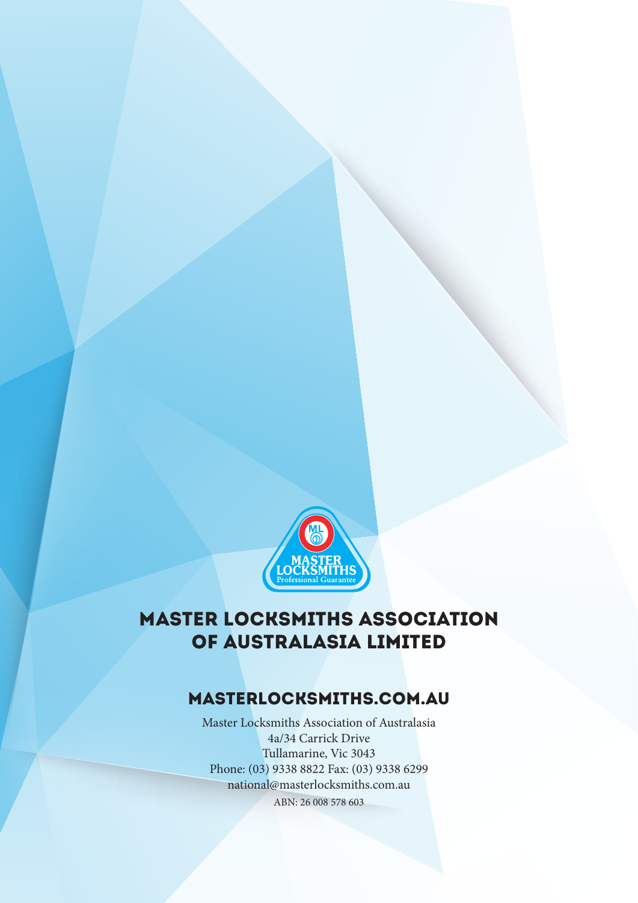# MASTER LOCKSMITHS ASSOCIATION OF AUSTRALASIA LIMITED

## MASTERLOCKSMITHS.COM.AU

Master Locksmiths Association of Australasia
4a/34 Carrick Drive
Tullamarine, Vic 3043
Phone: (03) 9338 8822 Fax: (03) 9338 6299
national@masterlocksmiths.com.au
ABN: 26 008 578 603